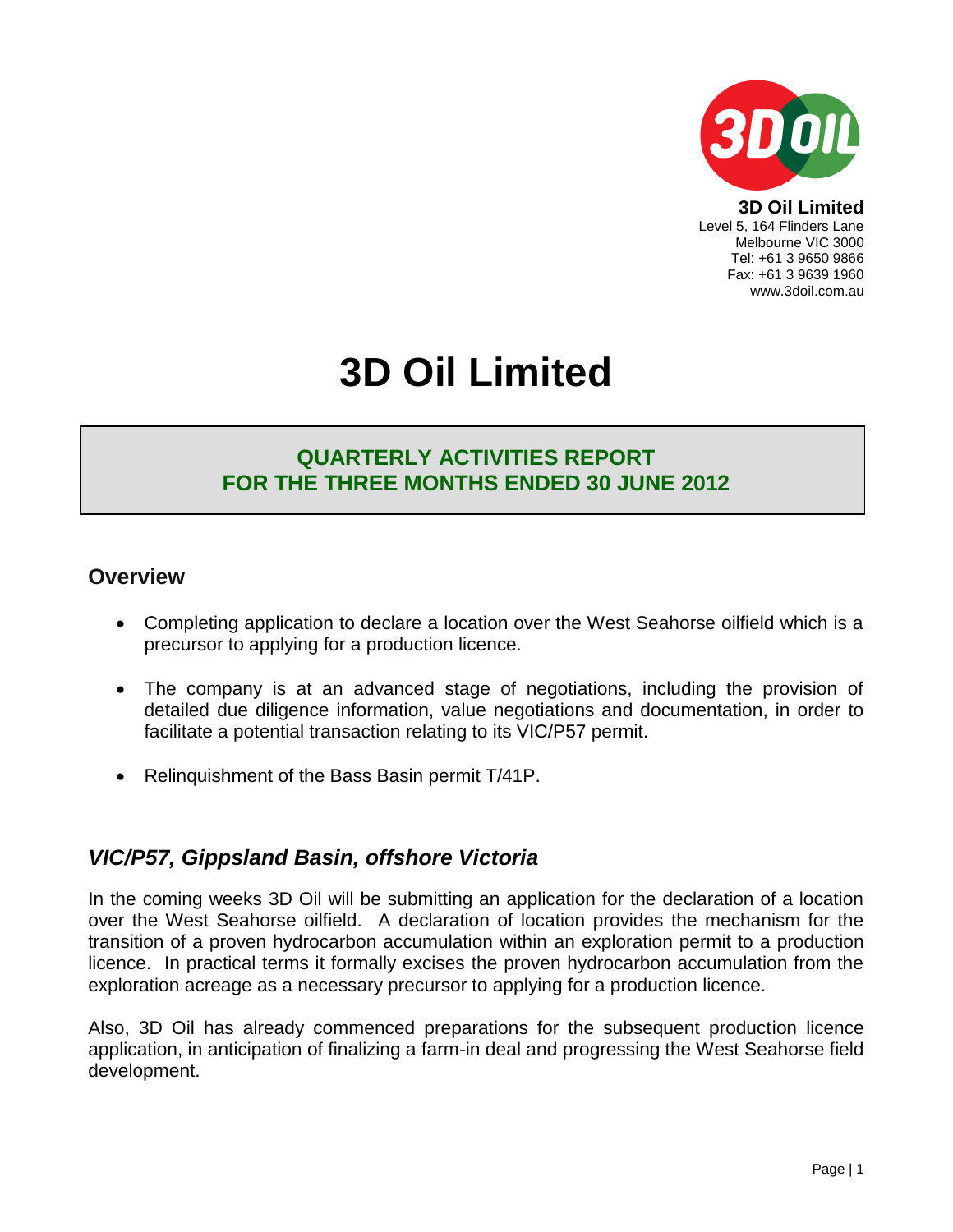**3D Oil Limited**
Level 5, 164 Flinders Lane
Melbourne VIC 3000
Tel: +61 3 9650 9866
Fax: +61 3 9639 1960
www.3doil.com.au

# 3D Oil Limited

## QUARTERLY ACTIVITIES REPORT FOR THE THREE MONTHS ENDED 30 JUNE 2012

## Overview

- Completing application to declare a location over the West Seahorse oilfield which is a precursor to applying for a production licence.
- The company is at an advanced stage of negotiations, including the provision of detailed due diligence information, value negotiations and documentation, in order to facilitate a potential transaction relating to its VIC/P57 permit.
- Relinquishment of the Bass Basin permit T/41P.

## *VIC/P57, Gippsland Basin, offshore Victoria*

In the coming weeks 3D Oil will be submitting an application for the declaration of a location over the West Seahorse oilfield. A declaration of location provides the mechanism for the transition of a proven hydrocarbon accumulation within an exploration permit to a production licence. In practical terms it formally excises the proven hydrocarbon accumulation from the exploration acreage as a necessary precursor to applying for a production licence.

Also, 3D Oil has already commenced preparations for the subsequent production licence application, in anticipation of finalizing a farm-in deal and progressing the West Seahorse field development.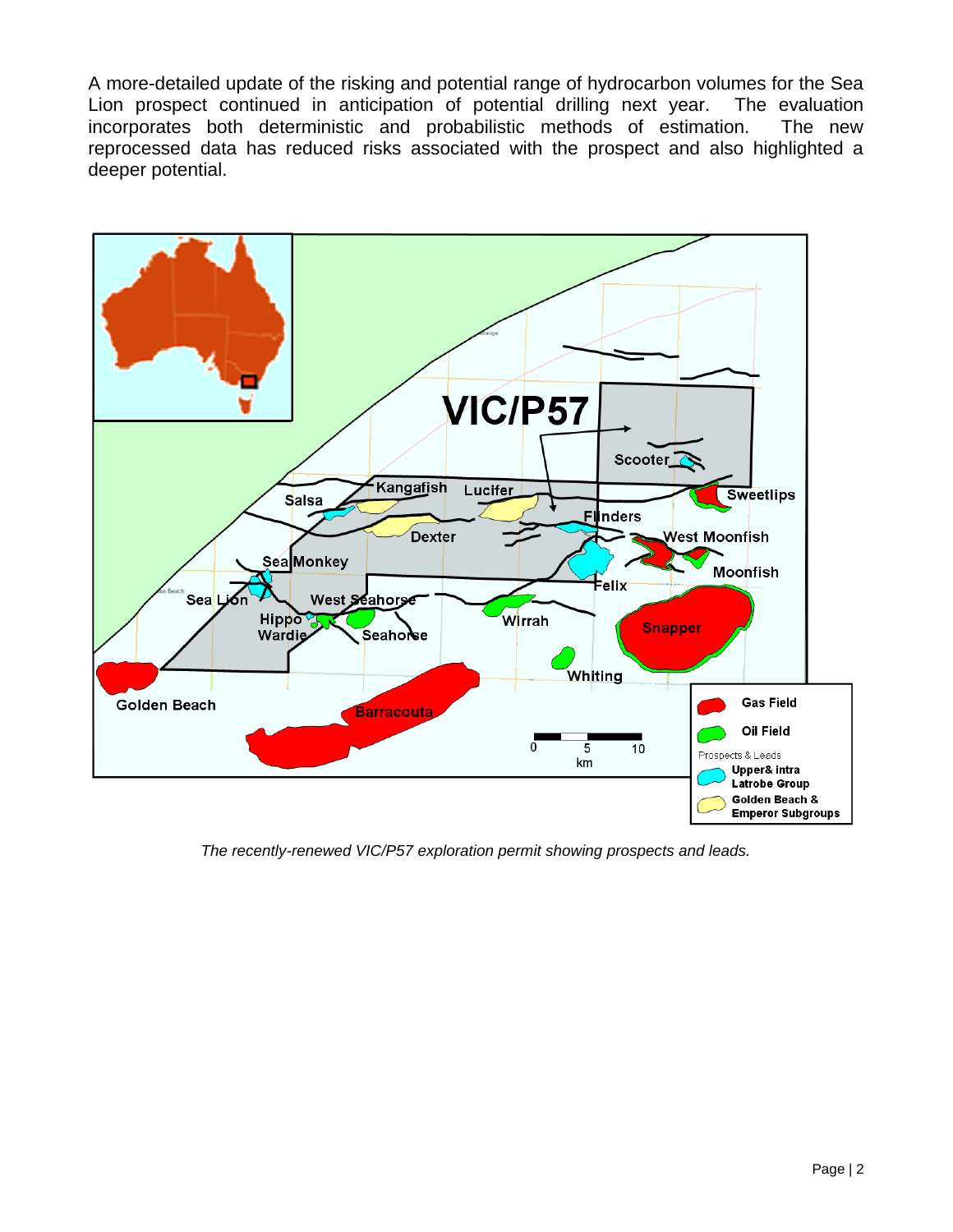A more-detailed update of the risking and potential range of hydrocarbon volumes for the Sea Lion prospect continued in anticipation of potential drilling next year. The evaluation incorporates both deterministic and probabilistic methods of estimation. The new reprocessed data has reduced risks associated with the prospect and also highlighted a deeper potential.

*The recently-renewed VIC/P57 exploration permit showing prospects and leads.*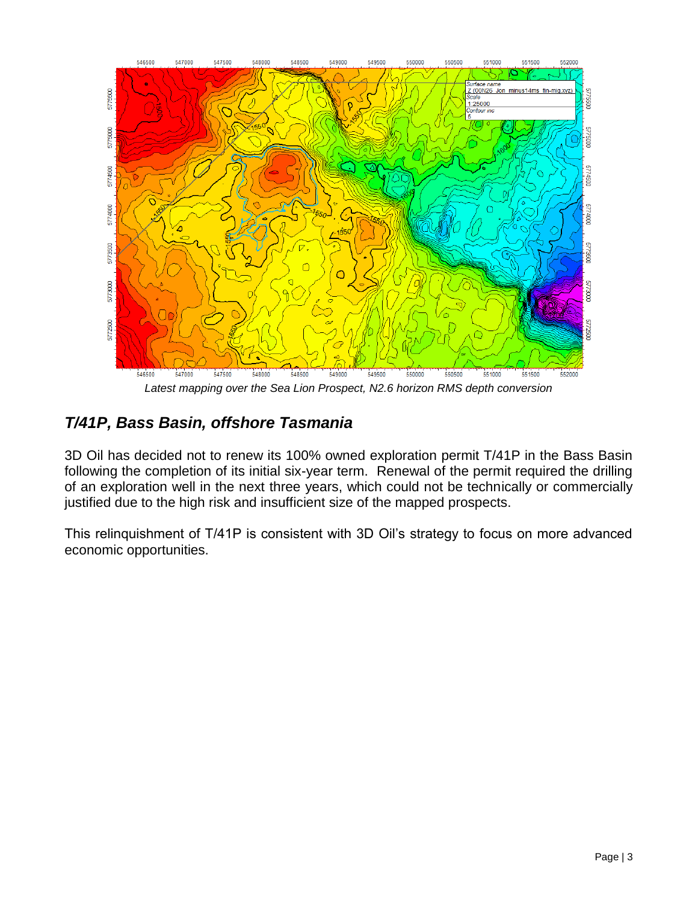*Latest mapping over the Sea Lion Prospect, N2.6 horizon RMS depth conversion*

## *T/41P, Bass Basin, offshore Tasmania*

3D Oil has decided not to renew its 100% owned exploration permit T/41P in the Bass Basin following the completion of its initial six-year term. Renewal of the permit required the drilling of an exploration well in the next three years, which could not be technically or commercially justified due to the high risk and insufficient size of the mapped prospects.

This relinquishment of T/41P is consistent with 3D Oil's strategy to focus on more advanced economic opportunities.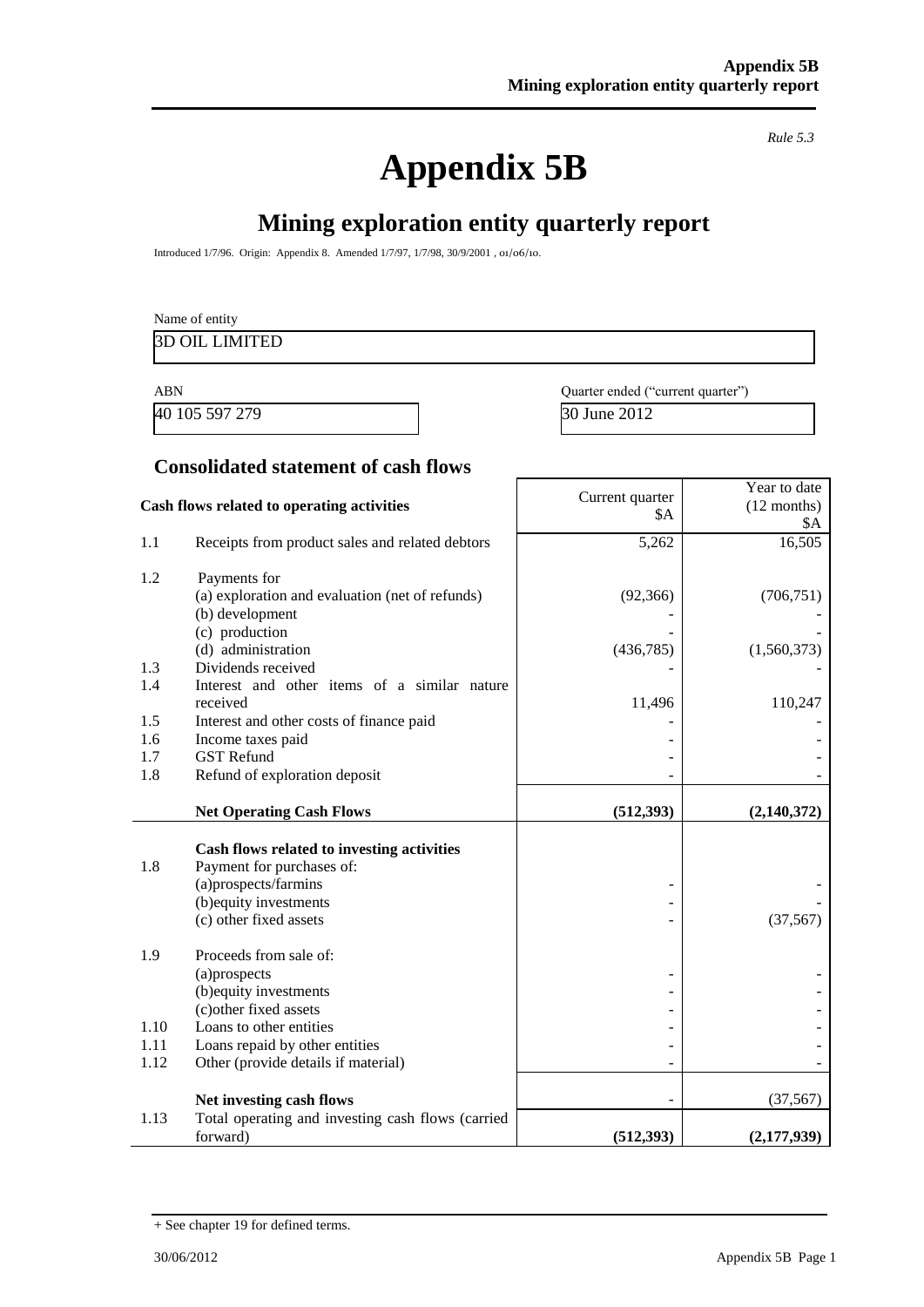*Rule 5.3*

# Appendix 5B

## Mining exploration entity quarterly report

Introduced 1/7/96. Origin: Appendix 8. Amended 1/7/97, 1/7/98, 30/9/2001 , 01/06/10.

Name of entity

| 3D OIL LIMITED |
|---|

| ABN | Quarter ended ("current quarter") |
|---|---|
| 40 105 597 279 | 30 June 2012 |

### Consolidated statement of cash flows

| | Cash flows related to operating activities | Current quarter $A | Year to date (12 months) $A |
|---|---|---|---|
| 1.1 | Receipts from product sales and related debtors | 5,262 | 16,505 |
| 1.2 | Payments for | | |
| | (a) exploration and evaluation (net of refunds) | (92,366) | (706,751) |
| | (b) development | - | - |
| | (c) production | - | - |
| | (d) administration | (436,785) | (1,560,373) |
| 1.3 | Dividends received | - | - |
| 1.4 | Interest and other items of a similar nature received | 11,496 | 110,247 |
| 1.5 | Interest and other costs of finance paid | - | - |
| 1.6 | Income taxes paid | - | - |
| 1.7 | GST Refund | - | - |
| 1.8 | Refund of exploration deposit | - | - |
| | **Net Operating Cash Flows** | **(512,393)** | **(2,140,372)** |
| | **Cash flows related to investing activities** | | |
| 1.8 | Payment for purchases of: | | |
| | (a)prospects/farmins | - | - |
| | (b)equity investments | - | - |
| | (c) other fixed assets | - | (37,567) |
| 1.9 | Proceeds from sale of: | | |
| | (a)prospects | - | - |
| | (b)equity investments | - | - |
| | (c)other fixed assets | - | - |
| 1.10 | Loans to other entities | - | - |
| 1.11 | Loans repaid by other entities | - | - |
| 1.12 | Other (provide details if material) | - | - |
| | **Net investing cash flows** | - | (37,567) |
| 1.13 | Total operating and investing cash flows (carried forward) | **(512,393)** | **(2,177,939)** |

+ See chapter 19 for defined terms.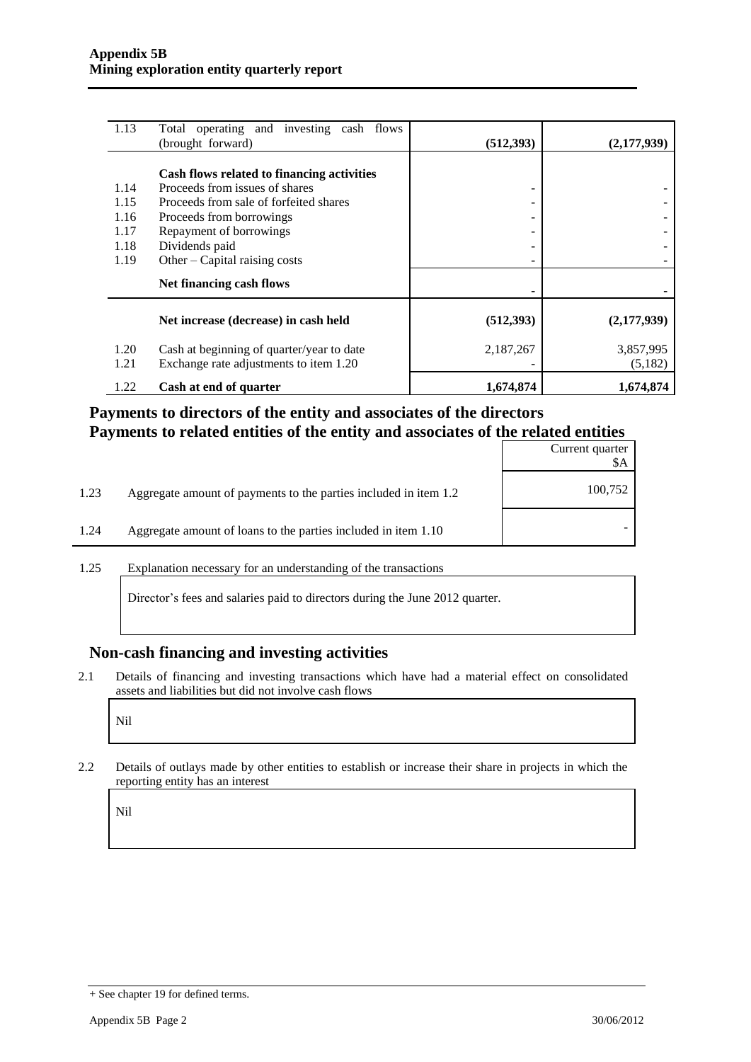| | | | |
|---|---|---|---|
| 1.13 | Total operating and investing cash flows (brought forward) | **(512,393)** | **(2,177,939)** |
| | **Cash flows related to financing activities** | | |
| 1.14 | Proceeds from issues of shares | - | - |
| 1.15 | Proceeds from sale of forfeited shares | - | - |
| 1.16 | Proceeds from borrowings | - | - |
| 1.17 | Repayment of borrowings | - | - |
| 1.18 | Dividends paid | - | - |
| 1.19 | Other – Capital raising costs | - | - |
| | **Net financing cash flows** | - | - |
| | **Net increase (decrease) in cash held** | **(512,393)** | **(2,177,939)** |
| 1.20 | Cash at beginning of quarter/year to date | 2,187,267 | 3,857,995 |
| 1.21 | Exchange rate adjustments to item 1.20 | - | (5,182) |
| 1.22 | **Cash at end of quarter** | **1,674,874** | **1,674,874** |

## Payments to directors of the entity and associates of the directors
## Payments to related entities of the entity and associates of the related entities

| | | Current quarter $A |
|---|---|---|
| 1.23 | Aggregate amount of payments to the parties included in item 1.2 | 100,752 |
| 1.24 | Aggregate amount of loans to the parties included in item 1.10 | - |

1.25 Explanation necessary for an understanding of the transactions

Director's fees and salaries paid to directors during the June 2012 quarter.

## Non-cash financing and investing activities

2.1 Details of financing and investing transactions which have had a material effect on consolidated assets and liabilities but did not involve cash flows

Nil

2.2 Details of outlays made by other entities to establish or increase their share in projects in which the reporting entity has an interest

Nil

+ See chapter 19 for defined terms.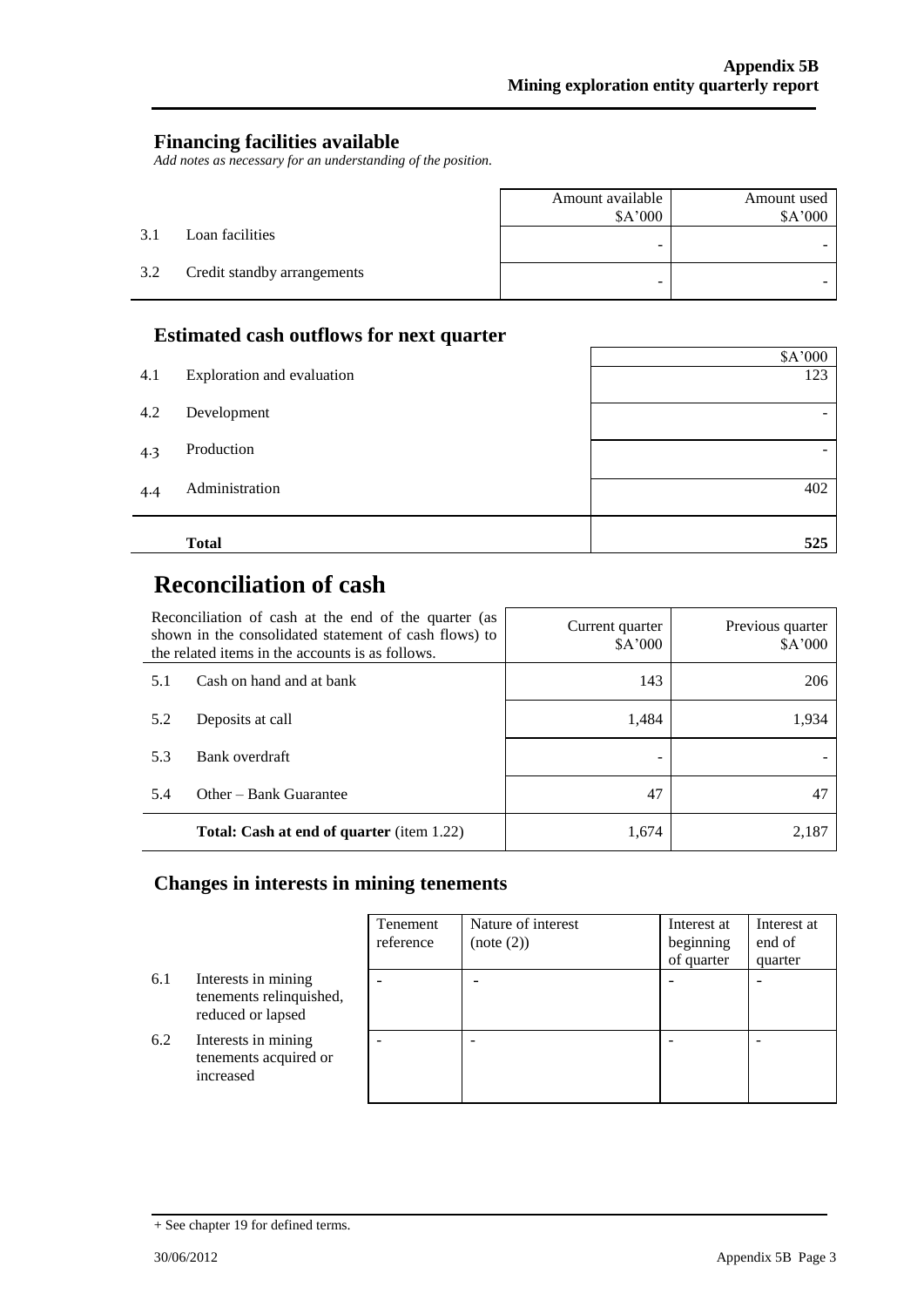## Financing facilities available

*Add notes as necessary for an understanding of the position.*

| | | Amount available $A'000 | Amount used $A'000 |
|---|---|---|---|
| 3.1 | Loan facilities | - | - |
| 3.2 | Credit standby arrangements | - | - |

## Estimated cash outflows for next quarter

| | | $A'000 |
|---|---|---|
| 4.1 | Exploration and evaluation | 123 |
| 4.2 | Development | - |
| 4.3 | Production | - |
| 4.4 | Administration | 402 |
| | **Total** | **525** |

# Reconciliation of cash

| Reconciliation of cash at the end of the quarter (as shown in the consolidated statement of cash flows) to the related items in the accounts is as follows. | | Current quarter $A'000 | Previous quarter $A'000 |
|---|---|---|---|
| 5.1 | Cash on hand and at bank | 143 | 206 |
| 5.2 | Deposits at call | 1,484 | 1,934 |
| 5.3 | Bank overdraft | - | - |
| 5.4 | Other – Bank Guarantee | 47 | 47 |
| | **Total: Cash at end of quarter** (item 1.22) | 1,674 | 2,187 |

## Changes in interests in mining tenements

| | | Tenement reference | Nature of interest (note (2)) | Interest at beginning of quarter | Interest at end of quarter |
|---|---|---|---|---|---|
| 6.1 | Interests in mining tenements relinquished, reduced or lapsed | - | - | - | - |
| 6.2 | Interests in mining tenements acquired or increased | - | - | - | - |

+ See chapter 19 for defined terms.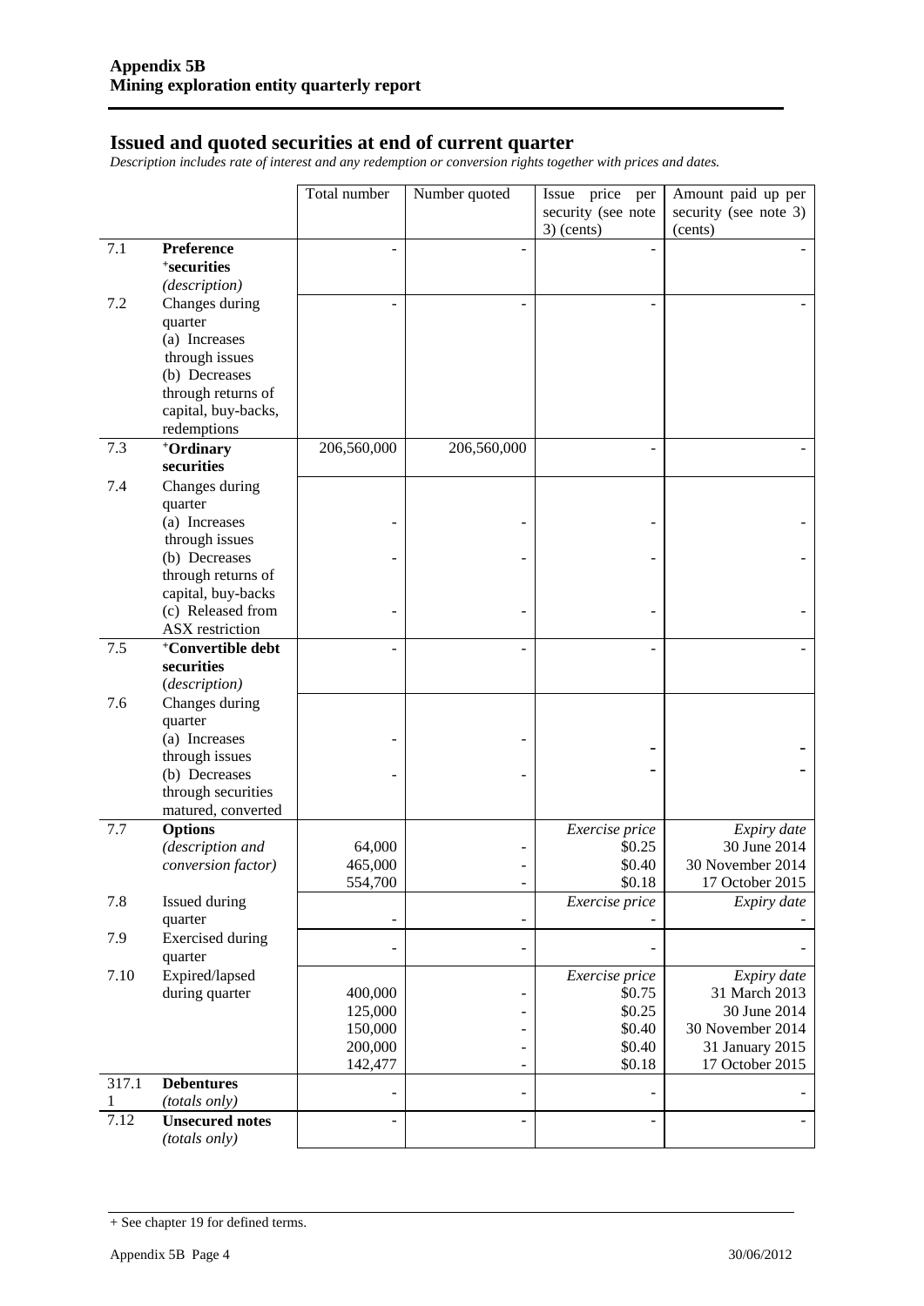## Issued and quoted securities at end of current quarter

*Description includes rate of interest and any redemption or conversion rights together with prices and dates.*

| | | Total number | Number quoted | Issue price per security (see note 3) (cents) | Amount paid up per security (see note 3) (cents) |
|---|---|---|---|---|---|
| 7.1 | **Preference +securities** *(description)* | - | - | - | - |
| 7.2 | Changes during quarter (a) Increases through issues (b) Decreases through returns of capital, buy-backs, redemptions | - | - | - | - |
| 7.3 | **+Ordinary securities** | 206,560,000 | 206,560,000 | - | - |
| 7.4 | Changes during quarter | | | | |
| | (a) Increases through issues | - | - | - | - |
| | (b) Decreases through returns of capital, buy-backs | - | - | - | - |
| | (c) Released from ASX restriction | - | - | - | - |
| 7.5 | **+Convertible debt securities** (*description*) | - | - | - | - |
| 7.6 | Changes during quarter | | | | |
| | (a) Increases through issues | - | - | - | - |
| | (b) Decreases through securities matured, converted | - | - | - | - |
| 7.7 | **Options** *(description and conversion factor)* | | | *Exercise price* | *Expiry date* |
| | | 64,000 | - | $0.25 | 30 June 2014 |
| | | 465,000 | - | $0.40 | 30 November 2014 |
| | | 554,700 | - | $0.18 | 17 October 2015 |
| 7.8 | Issued during quarter | | | *Exercise price* | *Expiry date* |
| | | - | - | - | - |
| 7.9 | Exercised during quarter | - | - | - | - |
| 7.10 | Expired/lapsed during quarter | | | *Exercise price* | *Expiry date* |
| | | 400,000 | - | $0.75 | 31 March 2013 |
| | | 125,000 | - | $0.25 | 30 June 2014 |
| | | 150,000 | - | $0.40 | 30 November 2014 |
| | | 200,000 | - | $0.40 | 31 January 2015 |
| | | 142,477 | - | $0.18 | 17 October 2015 |
| 317.11 | **Debentures** *(totals only)* | - | - | - | - |
| 7.12 | **Unsecured notes** *(totals only)* | - | - | - | - |

+ See chapter 19 for defined terms.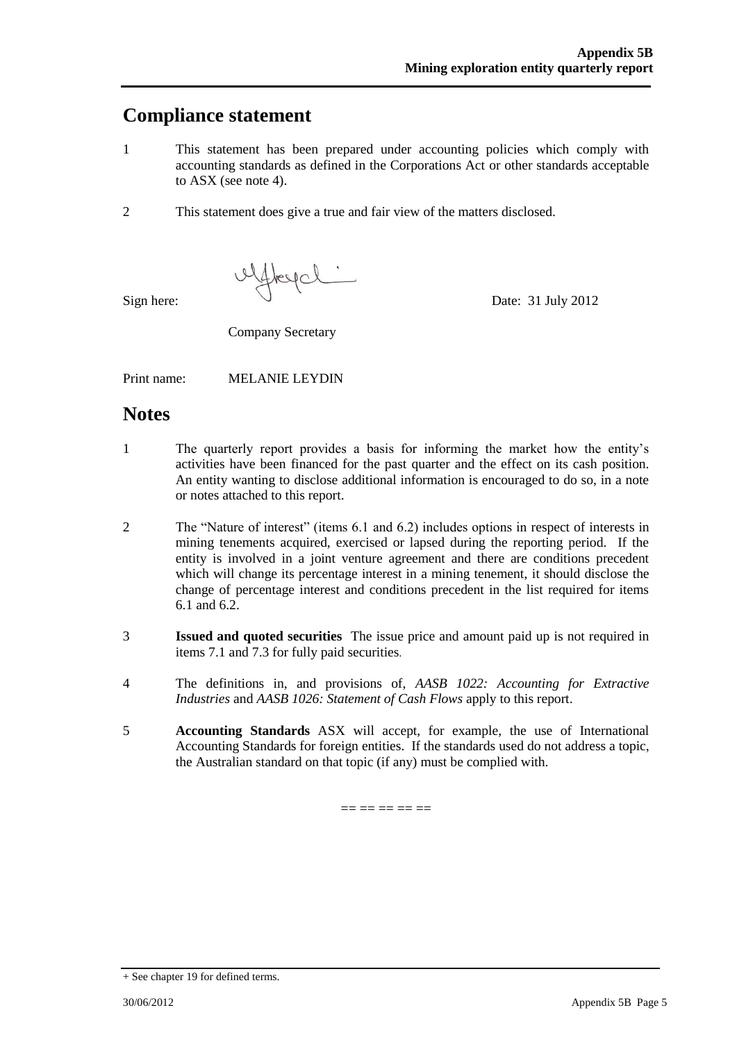## Compliance statement

1 This statement has been prepared under accounting policies which comply with accounting standards as defined in the Corporations Act or other standards acceptable to ASX (see note 4).

2 This statement does give a true and fair view of the matters disclosed.

Sign here: Date: 31 July 2012

Company Secretary

Print name: MELANIE LEYDIN

## Notes

1 The quarterly report provides a basis for informing the market how the entity's activities have been financed for the past quarter and the effect on its cash position. An entity wanting to disclose additional information is encouraged to do so, in a note or notes attached to this report.

2 The "Nature of interest" (items 6.1 and 6.2) includes options in respect of interests in mining tenements acquired, exercised or lapsed during the reporting period. If the entity is involved in a joint venture agreement and there are conditions precedent which will change its percentage interest in a mining tenement, it should disclose the change of percentage interest and conditions precedent in the list required for items 6.1 and 6.2.

3 **Issued and quoted securities** The issue price and amount paid up is not required in items 7.1 and 7.3 for fully paid securities.

4 The definitions in, and provisions of, *AASB 1022: Accounting for Extractive Industries* and *AASB 1026: Statement of Cash Flows* apply to this report.

5 **Accounting Standards** ASX will accept, for example, the use of International Accounting Standards for foreign entities. If the standards used do not address a topic, the Australian standard on that topic (if any) must be complied with.

== == == == ==